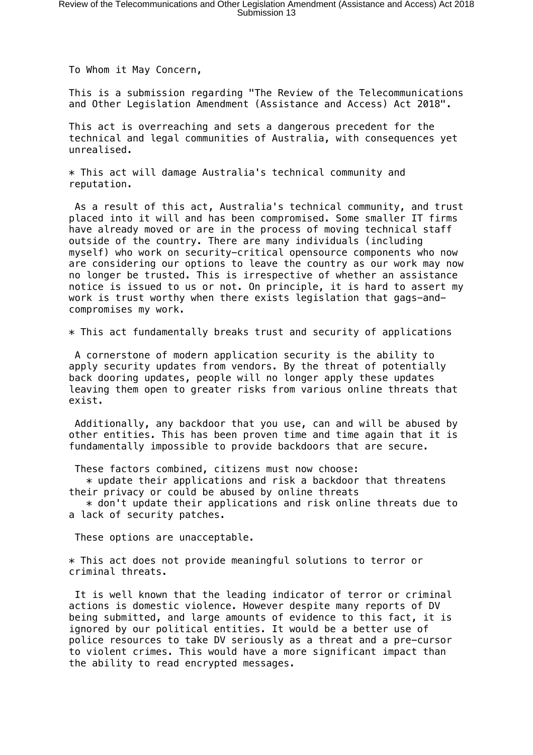To Whom it May Concern,

This is a submission regarding "The Review of the Telecommunications and Other Legislation Amendment (Assistance and Access) Act 2018".

This act is overreaching and sets a dangerous precedent for the technical and legal communities of Australia, with consequences yet unrealised.

* This act will damage Australia's technical community and reputation.

As a result of this act, Australia's technical community, and trust placed into it will and has been compromised. Some smaller IT firms have already moved or are in the process of moving technical staff outside of the country. There are many individuals (including myself) who work on security-critical opensource components who now are considering our options to leave the country as our work may now no longer be trusted. This is irrespective of whether an assistance notice is issued to us or not. On principle, it is hard to assert my work is trust worthy when there exists legislation that gags-and-compromises my work.

* This act fundamentally breaks trust and security of applications

A cornerstone of modern application security is the ability to apply security updates from vendors. By the threat of potentially back dooring updates, people will no longer apply these updates leaving them open to greater risks from various online threats that exist.

Additionally, any backdoor that you use, can and will be abused by other entities. This has been proven time and time again that it is fundamentally impossible to provide backdoors that are secure.

These factors combined, citizens must now choose:

* update their applications and risk a backdoor that threatens their privacy or could be abused by online threats
* don't update their applications and risk online threats due to a lack of security patches.

These options are unacceptable.

* This act does not provide meaningful solutions to terror or criminal threats.

It is well known that the leading indicator of terror or criminal actions is domestic violence. However despite many reports of DV being submitted, and large amounts of evidence to this fact, it is ignored by our political entities. It would be a better use of police resources to take DV seriously as a threat and a pre-cursor to violent crimes. This would have a more significant impact than the ability to read encrypted messages.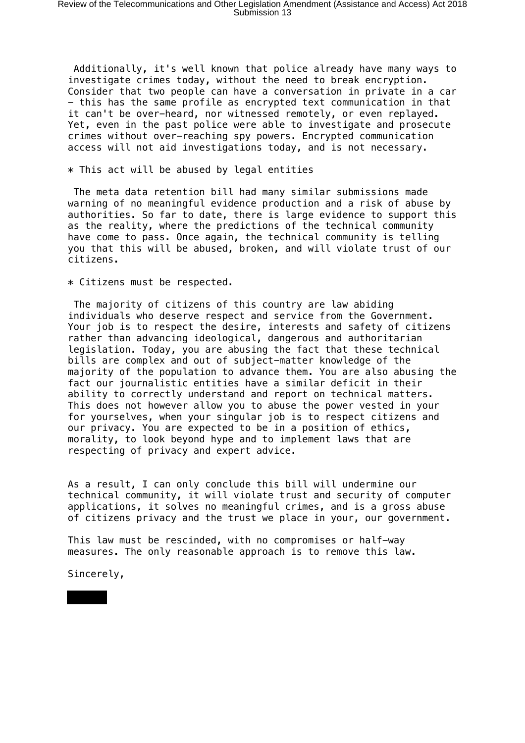Additionally, it's well known that police already have many ways to investigate crimes today, without the need to break encryption. Consider that two people can have a conversation in private in a car - this has the same profile as encrypted text communication in that it can't be over-heard, nor witnessed remotely, or even replayed. Yet, even in the past police were able to investigate and prosecute crimes without over-reaching spy powers. Encrypted communication access will not aid investigations today, and is not necessary.

* This act will be abused by legal entities

The meta data retention bill had many similar submissions made warning of no meaningful evidence production and a risk of abuse by authorities. So far to date, there is large evidence to support this as the reality, where the predictions of the technical community have come to pass. Once again, the technical community is telling you that this will be abused, broken, and will violate trust of our citizens.

* Citizens must be respected.

The majority of citizens of this country are law abiding individuals who deserve respect and service from the Government. Your job is to respect the desire, interests and safety of citizens rather than advancing ideological, dangerous and authoritarian legislation. Today, you are abusing the fact that these technical bills are complex and out of subject-matter knowledge of the majority of the population to advance them. You are also abusing the fact our journalistic entities have a similar deficit in their ability to correctly understand and report on technical matters. This does not however allow you to abuse the power vested in your for yourselves, when your singular job is to respect citizens and our privacy. You are expected to be in a position of ethics, morality, to look beyond hype and to implement laws that are respecting of privacy and expert advice.

As a result, I can only conclude this bill will undermine our technical community, it will violate trust and security of computer applications, it solves no meaningful crimes, and is a gross abuse of citizens privacy and the trust we place in your, our government.

This law must be rescinded, with no compromises or half-way measures. The only reasonable approach is to remove this law.

Sincerely,